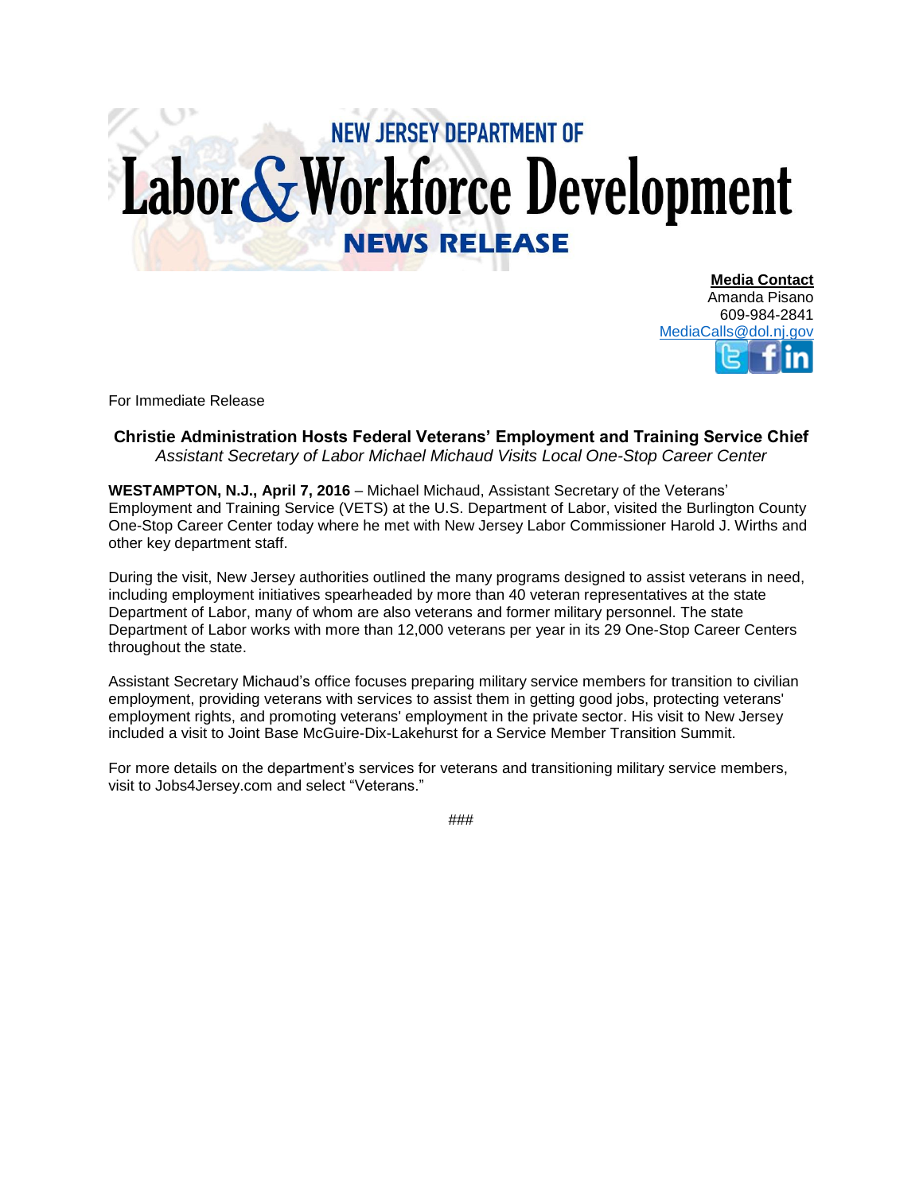NEW JERSEY DEPARTMENT OF

# Labor & Workforce Development

**NEWS RELEASE**

**Media Contact**
Amanda Pisano
609-984-2841
MediaCalls@dol.nj.gov

For Immediate Release

## Christie Administration Hosts Federal Veterans' Employment and Training Service Chief

*Assistant Secretary of Labor Michael Michaud Visits Local One-Stop Career Center*

**WESTAMPTON, N.J., April 7, 2016** – Michael Michaud, Assistant Secretary of the Veterans' Employment and Training Service (VETS) at the U.S. Department of Labor, visited the Burlington County One-Stop Career Center today where he met with New Jersey Labor Commissioner Harold J. Wirths and other key department staff.

During the visit, New Jersey authorities outlined the many programs designed to assist veterans in need, including employment initiatives spearheaded by more than 40 veteran representatives at the state Department of Labor, many of whom are also veterans and former military personnel. The state Department of Labor works with more than 12,000 veterans per year in its 29 One-Stop Career Centers throughout the state.

Assistant Secretary Michaud's office focuses preparing military service members for transition to civilian employment, providing veterans with services to assist them in getting good jobs, protecting veterans' employment rights, and promoting veterans' employment in the private sector. His visit to New Jersey included a visit to Joint Base McGuire-Dix-Lakehurst for a Service Member Transition Summit.

For more details on the department's services for veterans and transitioning military service members, visit to Jobs4Jersey.com and select "Veterans."

###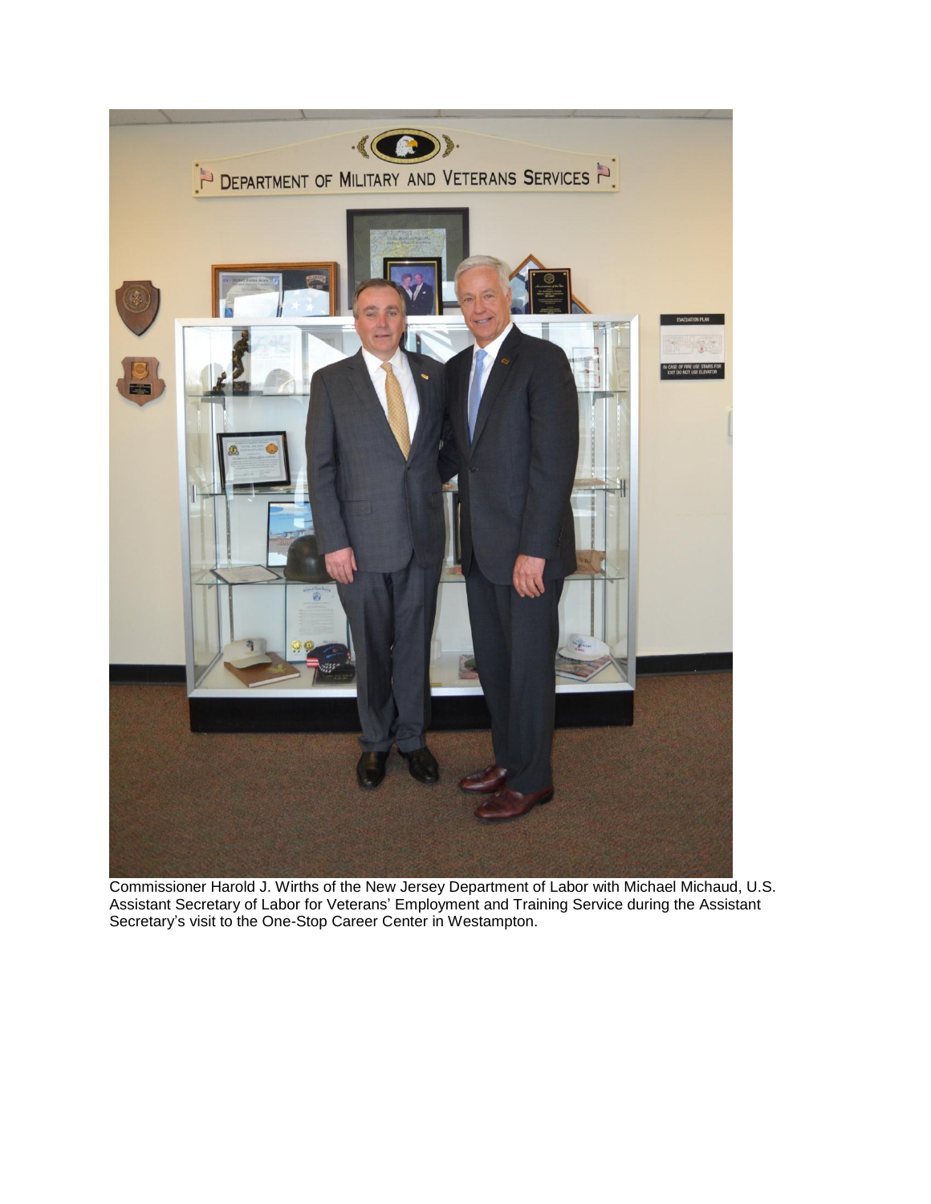Commissioner Harold J. Wirths of the New Jersey Department of Labor with Michael Michaud, U.S. Assistant Secretary of Labor for Veterans' Employment and Training Service during the Assistant Secretary's visit to the One-Stop Career Center in Westampton.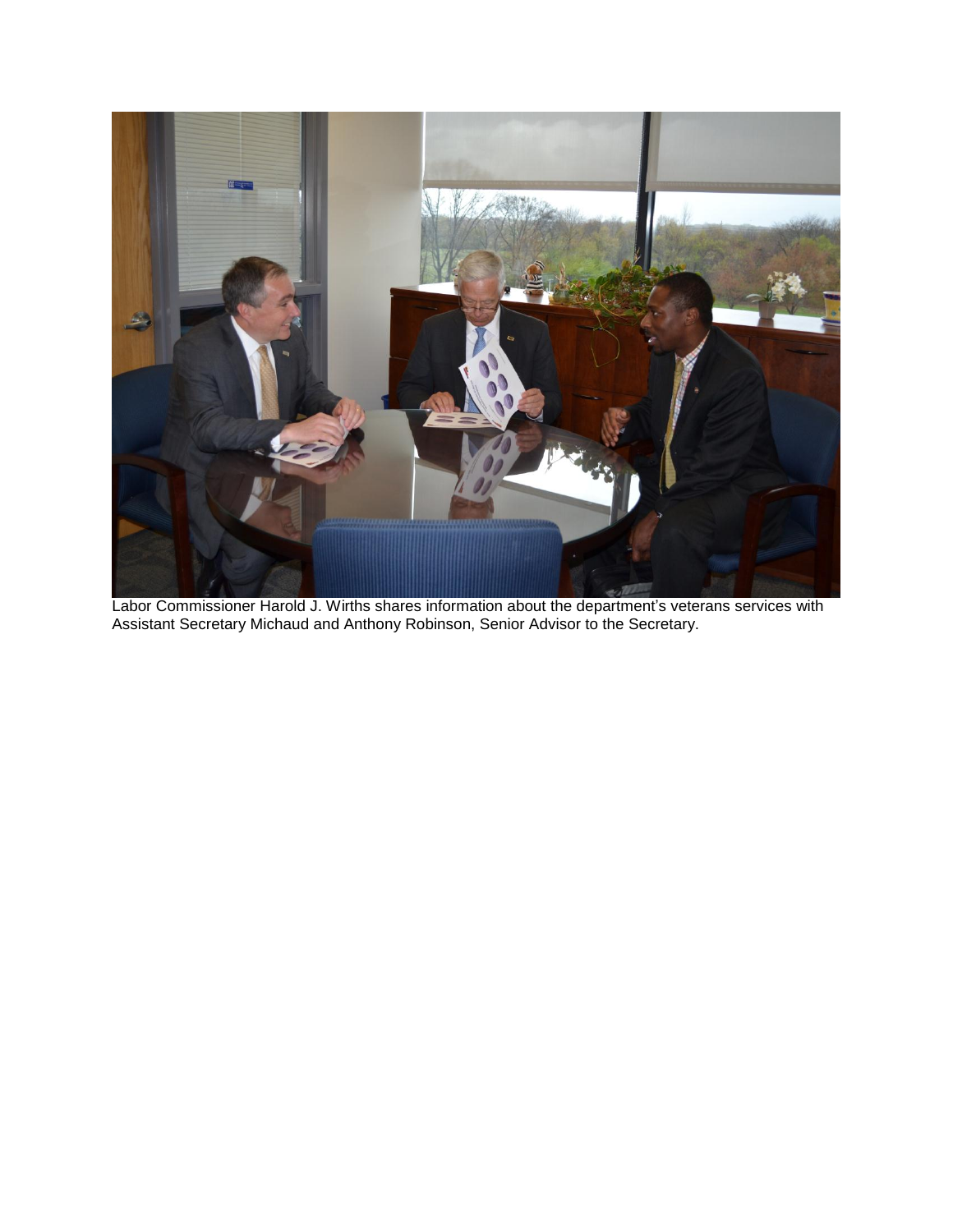Labor Commissioner Harold J. Wirths shares information about the department's veterans services with Assistant Secretary Michaud and Anthony Robinson, Senior Advisor to the Secretary.